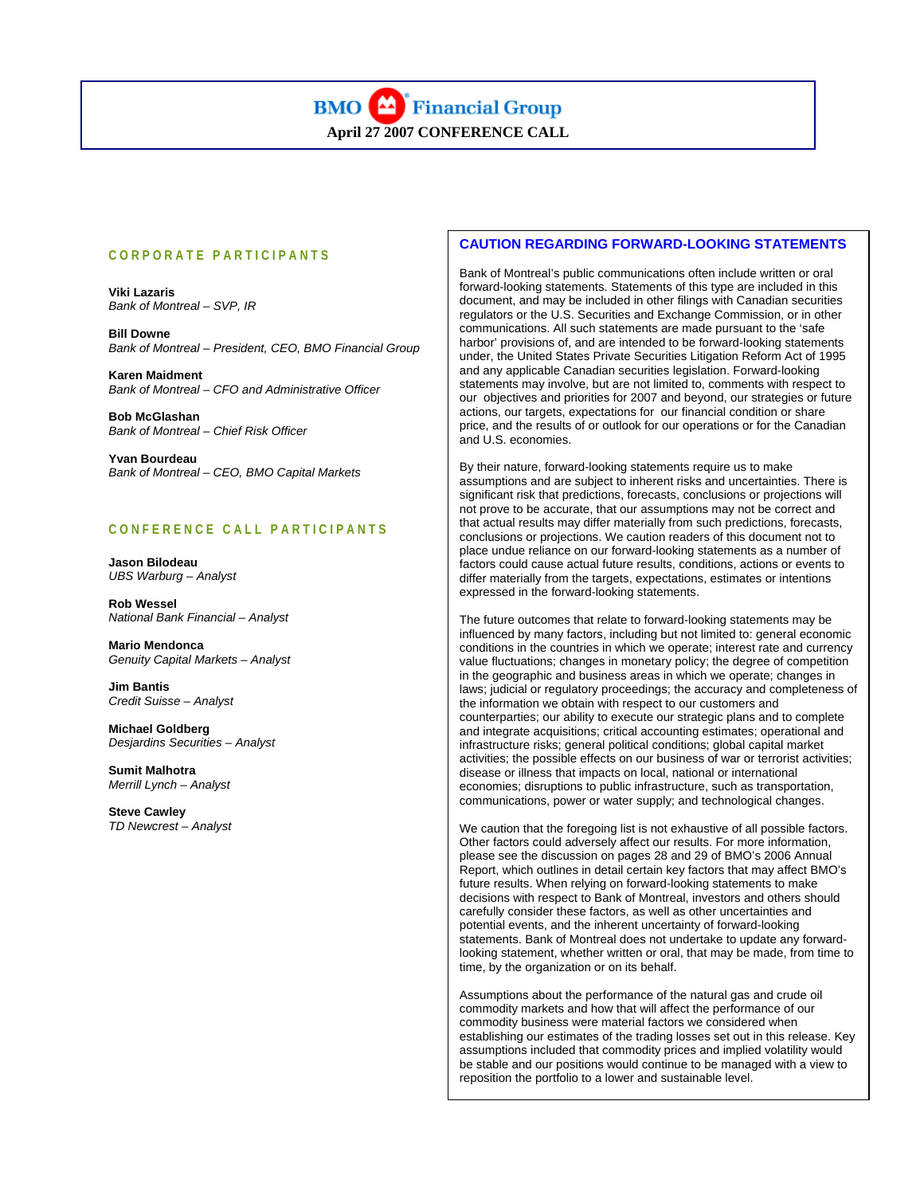# BMO Financial Group

**April 27 2007 CONFERENCE CALL**

## CORPORATE PARTICIPANTS

**Viki Lazaris**
*Bank of Montreal – SVP, IR*

**Bill Downe**
*Bank of Montreal – President, CEO, BMO Financial Group*

**Karen Maidment**
*Bank of Montreal – CFO and Administrative Officer*

**Bob McGlashan**
*Bank of Montreal – Chief Risk Officer*

**Yvan Bourdeau**
*Bank of Montreal – CEO, BMO Capital Markets*

## CONFERENCE CALL PARTICIPANTS

**Jason Bilodeau**
*UBS Warburg – Analyst*

**Rob Wessel**
*National Bank Financial – Analyst*

**Mario Mendonca**
*Genuity Capital Markets – Analyst*

**Jim Bantis**
*Credit Suisse – Analyst*

**Michael Goldberg**
*Desjardins Securities – Analyst*

**Sumit Malhotra**
*Merrill Lynch – Analyst*

**Steve Cawley**
*TD Newcrest – Analyst*

## CAUTION REGARDING FORWARD-LOOKING STATEMENTS

Bank of Montreal's public communications often include written or oral forward-looking statements. Statements of this type are included in this document, and may be included in other filings with Canadian securities regulators or the U.S. Securities and Exchange Commission, or in other communications. All such statements are made pursuant to the 'safe harbor' provisions of, and are intended to be forward-looking statements under, the United States Private Securities Litigation Reform Act of 1995 and any applicable Canadian securities legislation. Forward-looking statements may involve, but are not limited to, comments with respect to our objectives and priorities for 2007 and beyond, our strategies or future actions, our targets, expectations for our financial condition or share price, and the results of or outlook for our operations or for the Canadian and U.S. economies.

By their nature, forward-looking statements require us to make assumptions and are subject to inherent risks and uncertainties. There is significant risk that predictions, forecasts, conclusions or projections will not prove to be accurate, that our assumptions may not be correct and that actual results may differ materially from such predictions, forecasts, conclusions or projections. We caution readers of this document not to place undue reliance on our forward-looking statements as a number of factors could cause actual future results, conditions, actions or events to differ materially from the targets, expectations, estimates or intentions expressed in the forward-looking statements.

The future outcomes that relate to forward-looking statements may be influenced by many factors, including but not limited to: general economic conditions in the countries in which we operate; interest rate and currency value fluctuations; changes in monetary policy; the degree of competition in the geographic and business areas in which we operate; changes in laws; judicial or regulatory proceedings; the accuracy and completeness of the information we obtain with respect to our customers and counterparties; our ability to execute our strategic plans and to complete and integrate acquisitions; critical accounting estimates; operational and infrastructure risks; general political conditions; global capital market activities; the possible effects on our business of war or terrorist activities; disease or illness that impacts on local, national or international economies; disruptions to public infrastructure, such as transportation, communications, power or water supply; and technological changes.

We caution that the foregoing list is not exhaustive of all possible factors. Other factors could adversely affect our results. For more information, please see the discussion on pages 28 and 29 of BMO's 2006 Annual Report, which outlines in detail certain key factors that may affect BMO's future results. When relying on forward-looking statements to make decisions with respect to Bank of Montreal, investors and others should carefully consider these factors, as well as other uncertainties and potential events, and the inherent uncertainty of forward-looking statements. Bank of Montreal does not undertake to update any forward-looking statement, whether written or oral, that may be made, from time to time, by the organization or on its behalf.

Assumptions about the performance of the natural gas and crude oil commodity markets and how that will affect the performance of our commodity business were material factors we considered when establishing our estimates of the trading losses set out in this release. Key assumptions included that commodity prices and implied volatility would be stable and our positions would continue to be managed with a view to reposition the portfolio to a lower and sustainable level.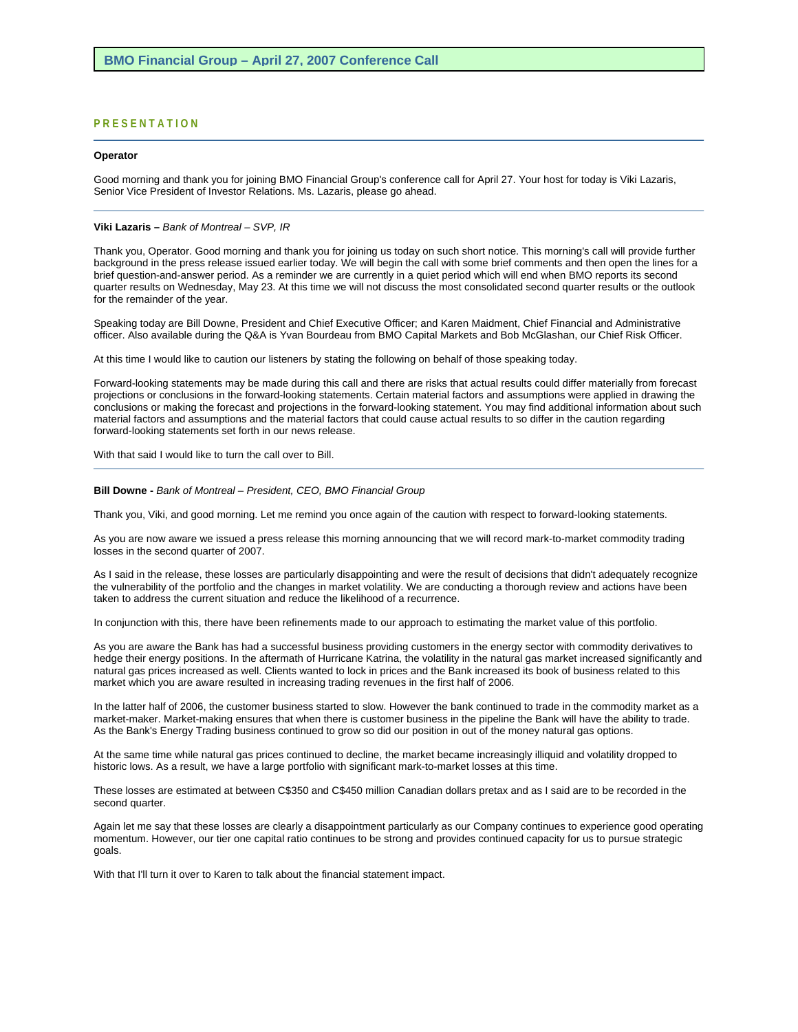# BMO Financial Group – April 27, 2007 Conference Call

## PRESENTATION

**Operator**

Good morning and thank you for joining BMO Financial Group's conference call for April 27. Your host for today is Viki Lazaris, Senior Vice President of Investor Relations. Ms. Lazaris, please go ahead.

---

**Viki Lazaris –** *Bank of Montreal – SVP, IR*

Thank you, Operator. Good morning and thank you for joining us today on such short notice. This morning's call will provide further background in the press release issued earlier today. We will begin the call with some brief comments and then open the lines for a brief question-and-answer period. As a reminder we are currently in a quiet period which will end when BMO reports its second quarter results on Wednesday, May 23. At this time we will not discuss the most consolidated second quarter results or the outlook for the remainder of the year.

Speaking today are Bill Downe, President and Chief Executive Officer; and Karen Maidment, Chief Financial and Administrative officer. Also available during the Q&A is Yvan Bourdeau from BMO Capital Markets and Bob McGlashan, our Chief Risk Officer.

At this time I would like to caution our listeners by stating the following on behalf of those speaking today.

Forward-looking statements may be made during this call and there are risks that actual results could differ materially from forecast projections or conclusions in the forward-looking statements. Certain material factors and assumptions were applied in drawing the conclusions or making the forecast and projections in the forward-looking statement. You may find additional information about such material factors and assumptions and the material factors that could cause actual results to so differ in the caution regarding forward-looking statements set forth in our news release.

With that said I would like to turn the call over to Bill.

---

**Bill Downe -** *Bank of Montreal – President, CEO, BMO Financial Group*

Thank you, Viki, and good morning. Let me remind you once again of the caution with respect to forward-looking statements.

As you are now aware we issued a press release this morning announcing that we will record mark-to-market commodity trading losses in the second quarter of 2007.

As I said in the release, these losses are particularly disappointing and were the result of decisions that didn't adequately recognize the vulnerability of the portfolio and the changes in market volatility. We are conducting a thorough review and actions have been taken to address the current situation and reduce the likelihood of a recurrence.

In conjunction with this, there have been refinements made to our approach to estimating the market value of this portfolio.

As you are aware the Bank has had a successful business providing customers in the energy sector with commodity derivatives to hedge their energy positions. In the aftermath of Hurricane Katrina, the volatility in the natural gas market increased significantly and natural gas prices increased as well. Clients wanted to lock in prices and the Bank increased its book of business related to this market which you are aware resulted in increasing trading revenues in the first half of 2006.

In the latter half of 2006, the customer business started to slow. However the bank continued to trade in the commodity market as a market-maker. Market-making ensures that when there is customer business in the pipeline the Bank will have the ability to trade. As the Bank's Energy Trading business continued to grow so did our position in out of the money natural gas options.

At the same time while natural gas prices continued to decline, the market became increasingly illiquid and volatility dropped to historic lows. As a result, we have a large portfolio with significant mark-to-market losses at this time.

These losses are estimated at between C$350 and C$450 million Canadian dollars pretax and as I said are to be recorded in the second quarter.

Again let me say that these losses are clearly a disappointment particularly as our Company continues to experience good operating momentum. However, our tier one capital ratio continues to be strong and provides continued capacity for us to pursue strategic goals.

With that I'll turn it over to Karen to talk about the financial statement impact.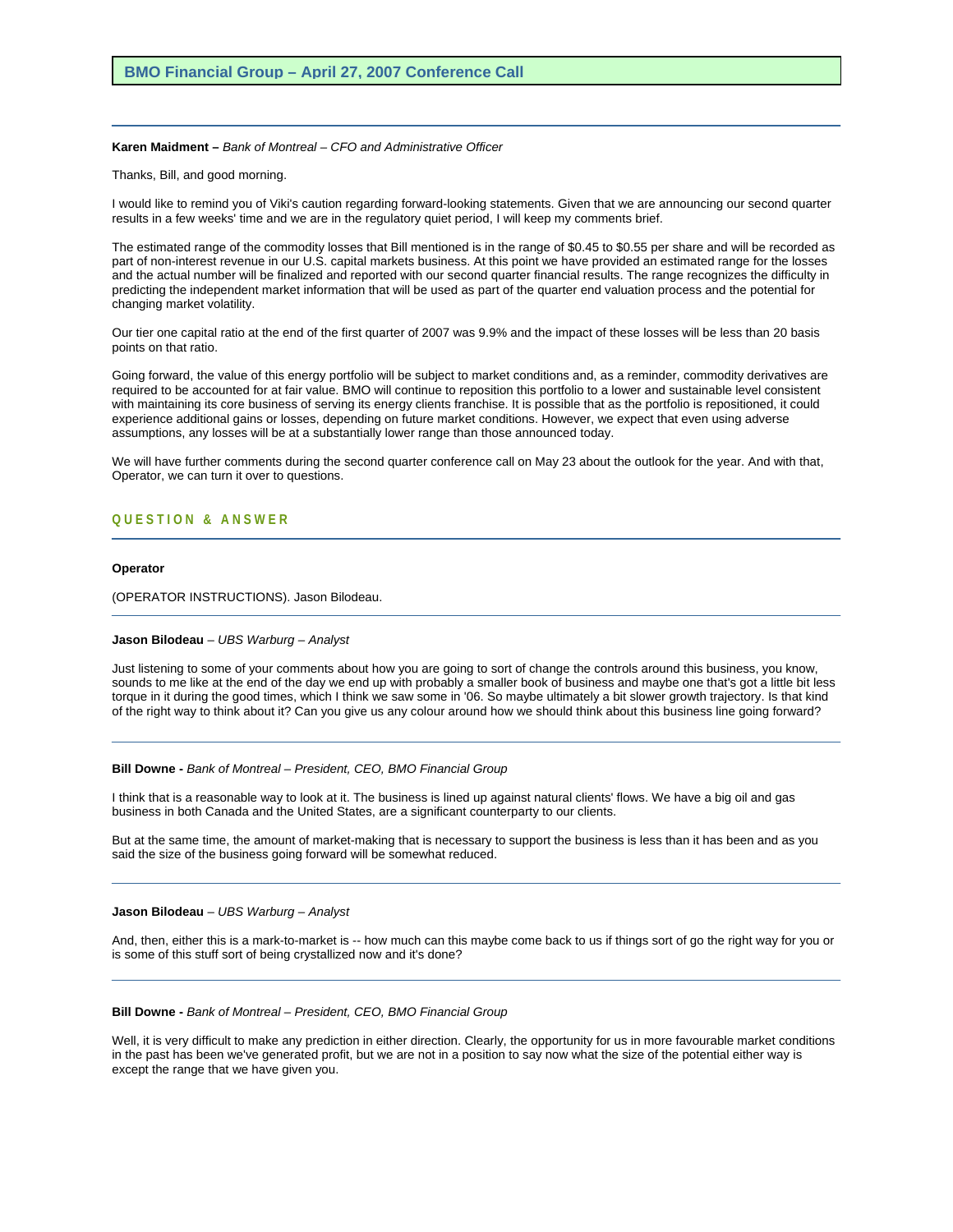**Karen Maidment –** *Bank of Montreal – CFO and Administrative Officer*

Thanks, Bill, and good morning.

I would like to remind you of Viki's caution regarding forward-looking statements. Given that we are announcing our second quarter results in a few weeks' time and we are in the regulatory quiet period, I will keep my comments brief.

The estimated range of the commodity losses that Bill mentioned is in the range of $0.45 to $0.55 per share and will be recorded as part of non-interest revenue in our U.S. capital markets business. At this point we have provided an estimated range for the losses and the actual number will be finalized and reported with our second quarter financial results. The range recognizes the difficulty in predicting the independent market information that will be used as part of the quarter end valuation process and the potential for changing market volatility.

Our tier one capital ratio at the end of the first quarter of 2007 was 9.9% and the impact of these losses will be less than 20 basis points on that ratio.

Going forward, the value of this energy portfolio will be subject to market conditions and, as a reminder, commodity derivatives are required to be accounted for at fair value. BMO will continue to reposition this portfolio to a lower and sustainable level consistent with maintaining its core business of serving its energy clients franchise. It is possible that as the portfolio is repositioned, it could experience additional gains or losses, depending on future market conditions. However, we expect that even using adverse assumptions, any losses will be at a substantially lower range than those announced today.

We will have further comments during the second quarter conference call on May 23 about the outlook for the year. And with that, Operator, we can turn it over to questions.

## QUESTION & ANSWER

**Operator**

(OPERATOR INSTRUCTIONS). Jason Bilodeau.

---

**Jason Bilodeau** – *UBS Warburg – Analyst*

Just listening to some of your comments about how you are going to sort of change the controls around this business, you know, sounds to me like at the end of the day we end up with probably a smaller book of business and maybe one that's got a little bit less torque in it during the good times, which I think we saw some in '06. So maybe ultimately a bit slower growth trajectory. Is that kind of the right way to think about it? Can you give us any colour around how we should think about this business line going forward?

---

**Bill Downe -** *Bank of Montreal – President, CEO, BMO Financial Group*

I think that is a reasonable way to look at it. The business is lined up against natural clients' flows. We have a big oil and gas business in both Canada and the United States, are a significant counterparty to our clients.

But at the same time, the amount of market-making that is necessary to support the business is less than it has been and as you said the size of the business going forward will be somewhat reduced.

---

**Jason Bilodeau** – *UBS Warburg – Analyst*

And, then, either this is a mark-to-market is -- how much can this maybe come back to us if things sort of go the right way for you or is some of this stuff sort of being crystallized now and it's done?

---

**Bill Downe -** *Bank of Montreal – President, CEO, BMO Financial Group*

Well, it is very difficult to make any prediction in either direction. Clearly, the opportunity for us in more favourable market conditions in the past has been we've generated profit, but we are not in a position to say now what the size of the potential either way is except the range that we have given you.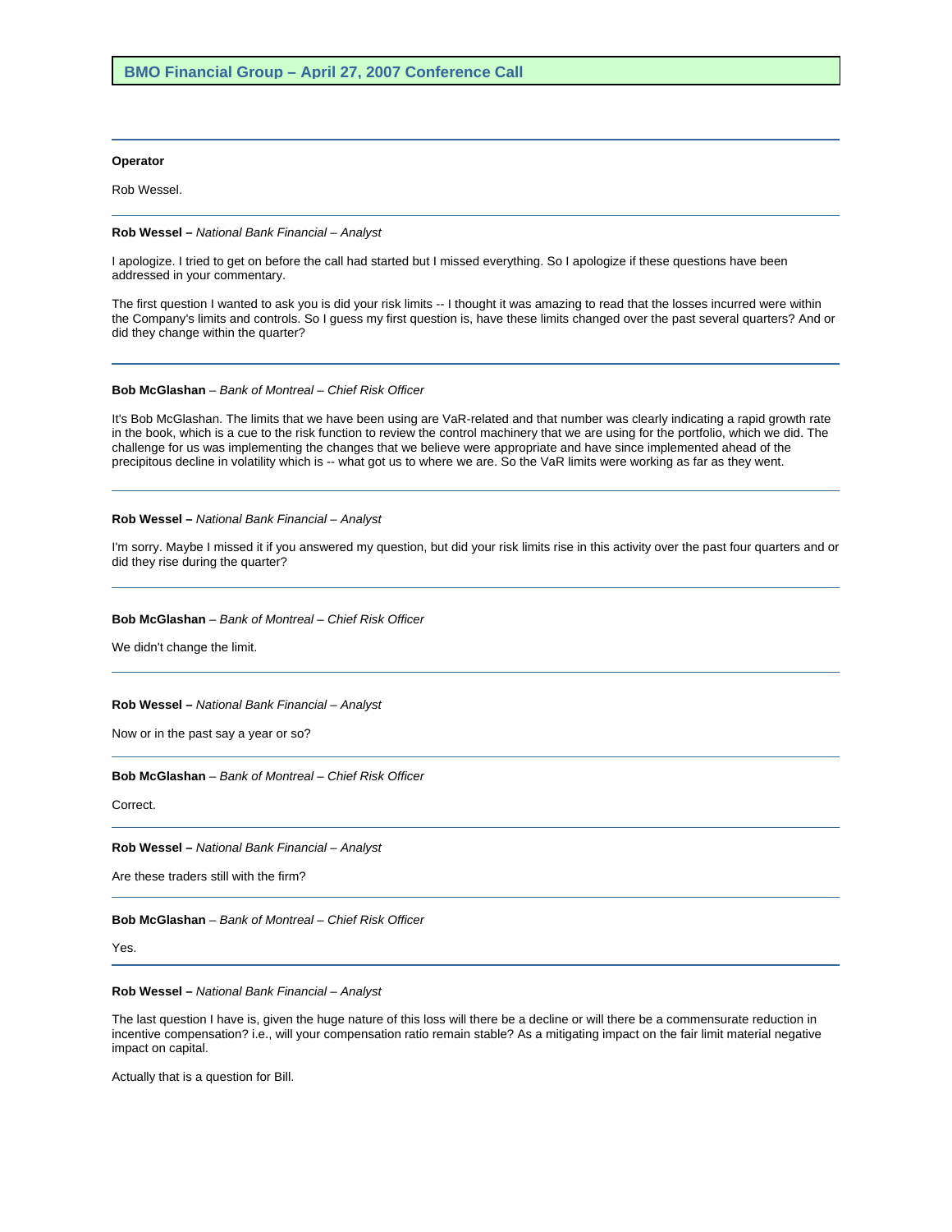**Operator**

Rob Wessel.

**Rob Wessel –** *National Bank Financial – Analyst*

I apologize. I tried to get on before the call had started but I missed everything. So I apologize if these questions have been addressed in your commentary.

The first question I wanted to ask you is did your risk limits -- I thought it was amazing to read that the losses incurred were within the Company's limits and controls. So I guess my first question is, have these limits changed over the past several quarters? And or did they change within the quarter?

**Bob McGlashan** – *Bank of Montreal – Chief Risk Officer*

It's Bob McGlashan. The limits that we have been using are VaR-related and that number was clearly indicating a rapid growth rate in the book, which is a cue to the risk function to review the control machinery that we are using for the portfolio, which we did. The challenge for us was implementing the changes that we believe were appropriate and have since implemented ahead of the precipitous decline in volatility which is -- what got us to where we are. So the VaR limits were working as far as they went.

**Rob Wessel –** *National Bank Financial – Analyst*

I'm sorry. Maybe I missed it if you answered my question, but did your risk limits rise in this activity over the past four quarters and or did they rise during the quarter?

**Bob McGlashan** – *Bank of Montreal – Chief Risk Officer*

We didn't change the limit.

**Rob Wessel –** *National Bank Financial – Analyst*

Now or in the past say a year or so?

**Bob McGlashan** – *Bank of Montreal – Chief Risk Officer*

Correct.

**Rob Wessel –** *National Bank Financial – Analyst*

Are these traders still with the firm?

**Bob McGlashan** – *Bank of Montreal – Chief Risk Officer*

Yes.

**Rob Wessel –** *National Bank Financial – Analyst*

The last question I have is, given the huge nature of this loss will there be a decline or will there be a commensurate reduction in incentive compensation? i.e., will your compensation ratio remain stable? As a mitigating impact on the fair limit material negative impact on capital.

Actually that is a question for Bill.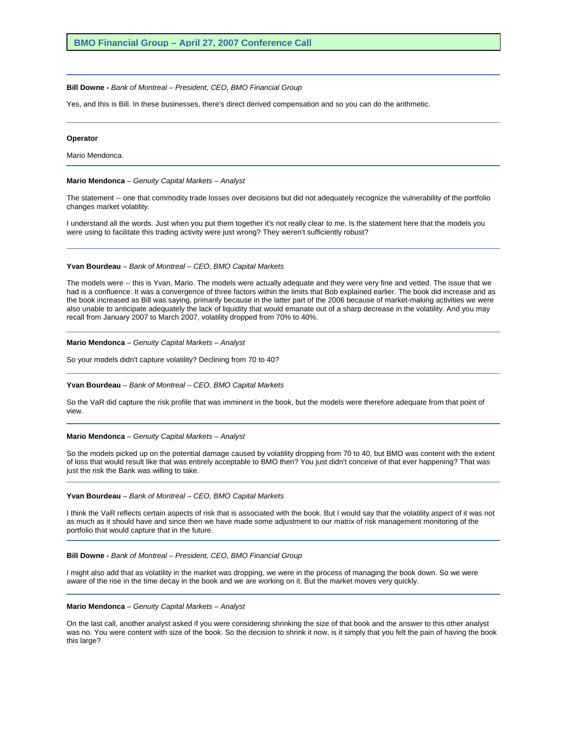**Bill Downe -** *Bank of Montreal – President, CEO, BMO Financial Group*

Yes, and this is Bill. In these businesses, there's direct derived compensation and so you can do the arithmetic.

---

**Operator**

Mario Mendonca.

---

**Mario Mendonca** – *Genuity Capital Markets – Analyst*

The statement -- one that commodity trade losses over decisions but did not adequately recognize the vulnerability of the portfolio changes market volatility.

I understand all the words. Just when you put them together it's not really clear to me. Is the statement here that the models you were using to facilitate this trading activity were just wrong? They weren't sufficiently robust?

---

**Yvan Bourdeau** – *Bank of Montreal – CEO, BMO Capital Markets*

The models were -- this is Yvan, Mario. The models were actually adequate and they were very fine and vetted. The issue that we had is a confluence. It was a convergence of three factors within the limits that Bob explained earlier. The book did increase and as the book increased as Bill was saying, primarily because in the latter part of the 2006 because of market-making activities we were also unable to anticipate adequately the lack of liquidity that would emanate out of a sharp decrease in the volatility. And you may recall from January 2007 to March 2007, volatility dropped from 70% to 40%.

---

**Mario Mendonca** – *Genuity Capital Markets – Analyst*

So your models didn't capture volatility? Declining from 70 to 40?

---

**Yvan Bourdeau** – *Bank of Montreal – CEO, BMO Capital Markets*

So the VaR did capture the risk profile that was imminent in the book, but the models were therefore adequate from that point of view.

---

**Mario Mendonca** – *Genuity Capital Markets – Analyst*

So the models picked up on the potential damage caused by volatility dropping from 70 to 40, but BMO was content with the extent of loss that would result like that was entirely acceptable to BMO then? You just didn't conceive of that ever happening? That was just the risk the Bank was willing to take.

---

**Yvan Bourdeau** – *Bank of Montreal – CEO, BMO Capital Markets*

I think the VaR reflects certain aspects of risk that is associated with the book. But I would say that the volatility aspect of it was not as much as it should have and since then we have made some adjustment to our matrix of risk management monitoring of the portfolio that would capture that in the future.

---

**Bill Downe -** *Bank of Montreal – President, CEO, BMO Financial Group*

I might also add that as volatility in the market was dropping, we were in the process of managing the book down. So we were aware of the rise in the time decay in the book and we are working on it. But the market moves very quickly.

---

**Mario Mendonca** – *Genuity Capital Markets – Analyst*

On the last call, another analyst asked if you were considering shrinking the size of that book and the answer to this other analyst was no. You were content with size of the book. So the decision to shrink it now, is it simply that you felt the pain of having the book this large?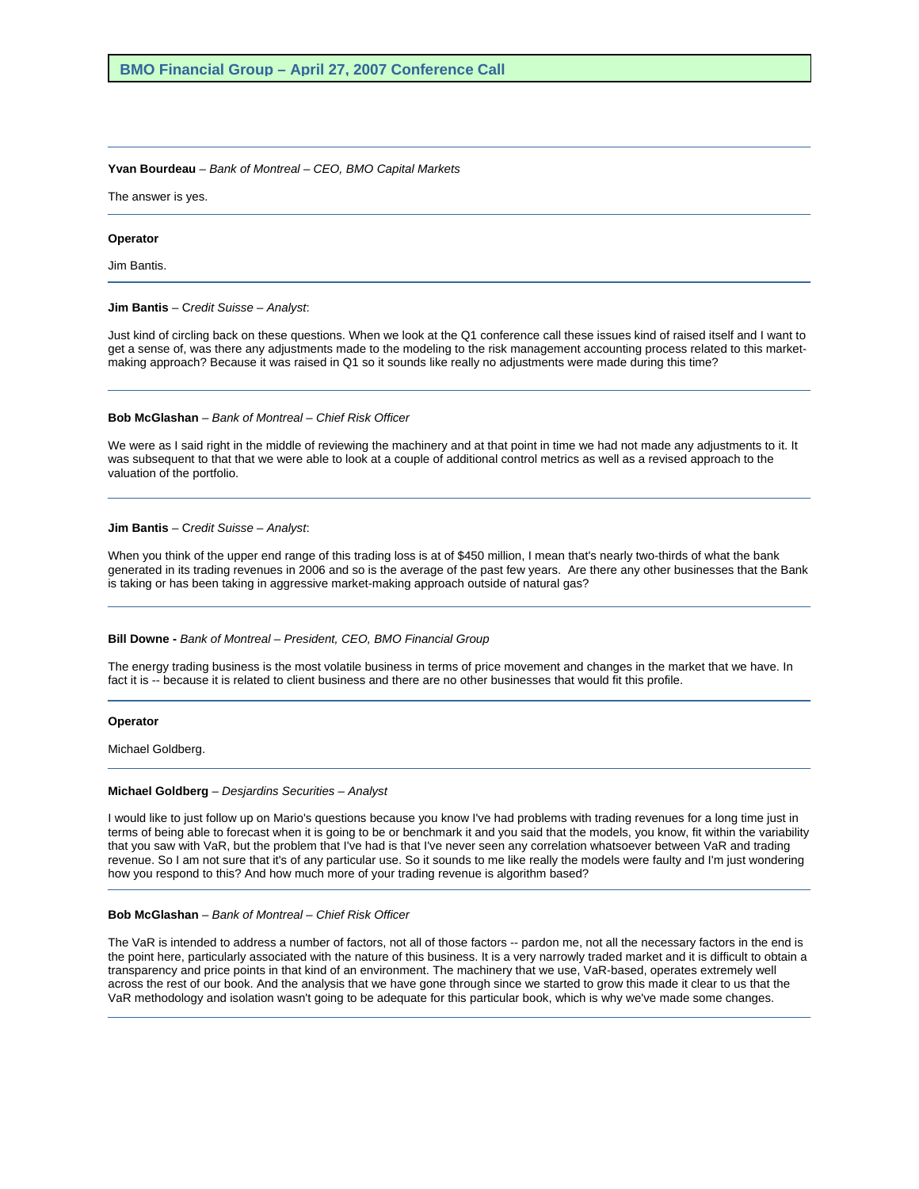**Yvan Bourdeau** – *Bank of Montreal – CEO, BMO Capital Markets*

The answer is yes.

---

**Operator**

Jim Bantis.

---

**Jim Bantis** – C*redit Suisse – Analyst*:

Just kind of circling back on these questions. When we look at the Q1 conference call these issues kind of raised itself and I want to get a sense of, was there any adjustments made to the modeling to the risk management accounting process related to this market-making approach? Because it was raised in Q1 so it sounds like really no adjustments were made during this time?

---

**Bob McGlashan** – *Bank of Montreal – Chief Risk Officer*

We were as I said right in the middle of reviewing the machinery and at that point in time we had not made any adjustments to it. It was subsequent to that that we were able to look at a couple of additional control metrics as well as a revised approach to the valuation of the portfolio.

---

**Jim Bantis** – C*redit Suisse – Analyst*:

When you think of the upper end range of this trading loss is at of $450 million, I mean that's nearly two-thirds of what the bank generated in its trading revenues in 2006 and so is the average of the past few years. Are there any other businesses that the Bank is taking or has been taking in aggressive market-making approach outside of natural gas?

---

**Bill Downe -** *Bank of Montreal – President, CEO, BMO Financial Group*

The energy trading business is the most volatile business in terms of price movement and changes in the market that we have. In fact it is -- because it is related to client business and there are no other businesses that would fit this profile.

---

**Operator**

Michael Goldberg.

---

**Michael Goldberg** – *Desjardins Securities – Analyst*

I would like to just follow up on Mario's questions because you know I've had problems with trading revenues for a long time just in terms of being able to forecast when it is going to be or benchmark it and you said that the models, you know, fit within the variability that you saw with VaR, but the problem that I've had is that I've never seen any correlation whatsoever between VaR and trading revenue. So I am not sure that it's of any particular use. So it sounds to me like really the models were faulty and I'm just wondering how you respond to this? And how much more of your trading revenue is algorithm based?

---

**Bob McGlashan** – *Bank of Montreal – Chief Risk Officer*

The VaR is intended to address a number of factors, not all of those factors -- pardon me, not all the necessary factors in the end is the point here, particularly associated with the nature of this business. It is a very narrowly traded market and it is difficult to obtain a transparency and price points in that kind of an environment. The machinery that we use, VaR-based, operates extremely well across the rest of our book. And the analysis that we have gone through since we started to grow this made it clear to us that the VaR methodology and isolation wasn't going to be adequate for this particular book, which is why we've made some changes.

---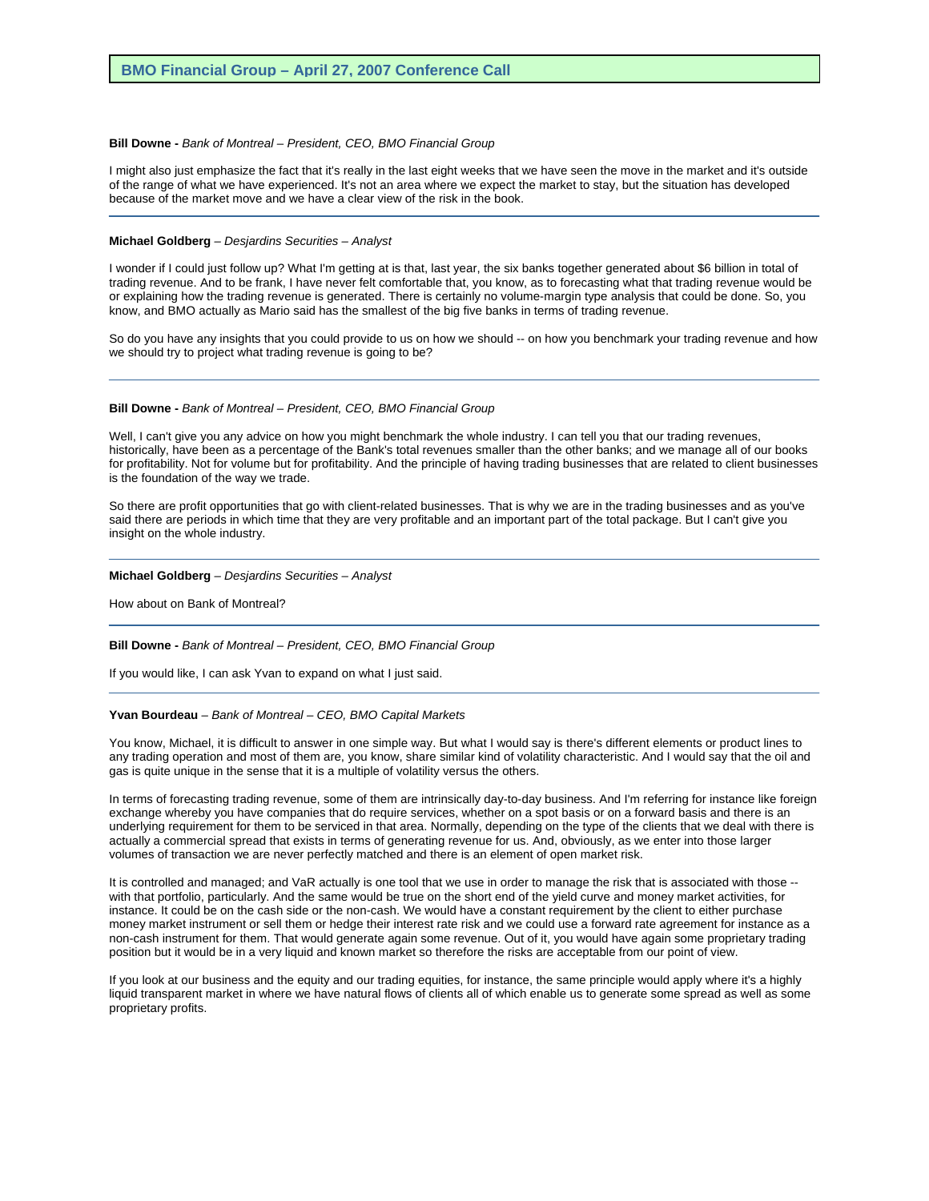**Bill Downe -** *Bank of Montreal – President, CEO, BMO Financial Group*

I might also just emphasize the fact that it's really in the last eight weeks that we have seen the move in the market and it's outside of the range of what we have experienced. It's not an area where we expect the market to stay, but the situation has developed because of the market move and we have a clear view of the risk in the book.

---

**Michael Goldberg** – *Desjardins Securities – Analyst*

I wonder if I could just follow up? What I'm getting at is that, last year, the six banks together generated about $6 billion in total of trading revenue. And to be frank, I have never felt comfortable that, you know, as to forecasting what that trading revenue would be or explaining how the trading revenue is generated. There is certainly no volume-margin type analysis that could be done. So, you know, and BMO actually as Mario said has the smallest of the big five banks in terms of trading revenue.

So do you have any insights that you could provide to us on how we should -- on how you benchmark your trading revenue and how we should try to project what trading revenue is going to be?

---

**Bill Downe -** *Bank of Montreal – President, CEO, BMO Financial Group*

Well, I can't give you any advice on how you might benchmark the whole industry. I can tell you that our trading revenues, historically, have been as a percentage of the Bank's total revenues smaller than the other banks; and we manage all of our books for profitability. Not for volume but for profitability. And the principle of having trading businesses that are related to client businesses is the foundation of the way we trade.

So there are profit opportunities that go with client-related businesses. That is why we are in the trading businesses and as you've said there are periods in which time that they are very profitable and an important part of the total package. But I can't give you insight on the whole industry.

---

**Michael Goldberg** – *Desjardins Securities – Analyst*

How about on Bank of Montreal?

---

**Bill Downe -** *Bank of Montreal – President, CEO, BMO Financial Group*

If you would like, I can ask Yvan to expand on what I just said.

---

**Yvan Bourdeau** – *Bank of Montreal – CEO, BMO Capital Markets*

You know, Michael, it is difficult to answer in one simple way. But what I would say is there's different elements or product lines to any trading operation and most of them are, you know, share similar kind of volatility characteristic. And I would say that the oil and gas is quite unique in the sense that it is a multiple of volatility versus the others.

In terms of forecasting trading revenue, some of them are intrinsically day-to-day business. And I'm referring for instance like foreign exchange whereby you have companies that do require services, whether on a spot basis or on a forward basis and there is an underlying requirement for them to be serviced in that area. Normally, depending on the type of the clients that we deal with there is actually a commercial spread that exists in terms of generating revenue for us. And, obviously, as we enter into those larger volumes of transaction we are never perfectly matched and there is an element of open market risk.

It is controlled and managed; and VaR actually is one tool that we use in order to manage the risk that is associated with those -- with that portfolio, particularly. And the same would be true on the short end of the yield curve and money market activities, for instance. It could be on the cash side or the non-cash. We would have a constant requirement by the client to either purchase money market instrument or sell them or hedge their interest rate risk and we could use a forward rate agreement for instance as a non-cash instrument for them. That would generate again some revenue. Out of it, you would have again some proprietary trading position but it would be in a very liquid and known market so therefore the risks are acceptable from our point of view.

If you look at our business and the equity and our trading equities, for instance, the same principle would apply where it's a highly liquid transparent market in where we have natural flows of clients all of which enable us to generate some spread as well as some proprietary profits.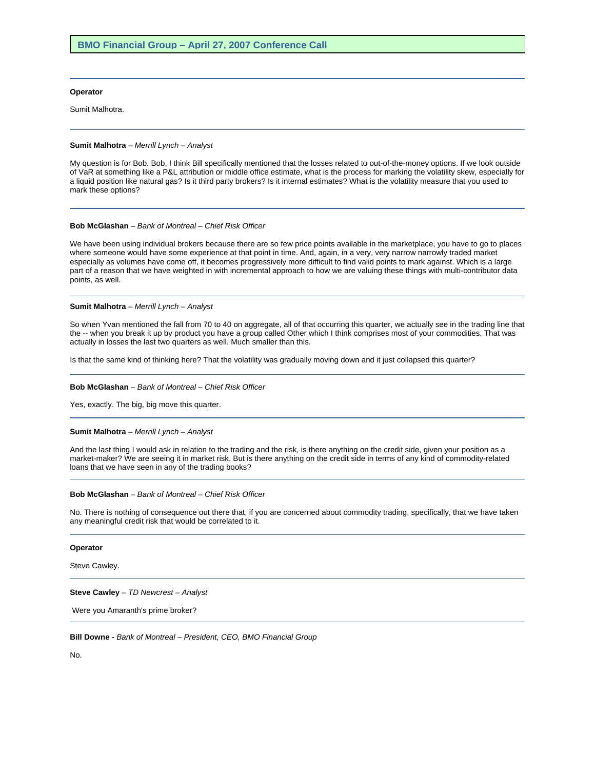**Operator**

Sumit Malhotra.

**Sumit Malhotra** – *Merrill Lynch – Analyst*

My question is for Bob. Bob, I think Bill specifically mentioned that the losses related to out-of-the-money options. If we look outside of VaR at something like a P&L attribution or middle office estimate, what is the process for marking the volatility skew, especially for a liquid position like natural gas? Is it third party brokers? Is it internal estimates? What is the volatility measure that you used to mark these options?

**Bob McGlashan** – *Bank of Montreal – Chief Risk Officer*

We have been using individual brokers because there are so few price points available in the marketplace, you have to go to places where someone would have some experience at that point in time. And, again, in a very, very narrow narrowly traded market especially as volumes have come off, it becomes progressively more difficult to find valid points to mark against. Which is a large part of a reason that we have weighted in with incremental approach to how we are valuing these things with multi-contributor data points, as well.

**Sumit Malhotra** – *Merrill Lynch – Analyst*

So when Yvan mentioned the fall from 70 to 40 on aggregate, all of that occurring this quarter, we actually see in the trading line that the -- when you break it up by product you have a group called Other which I think comprises most of your commodities. That was actually in losses the last two quarters as well. Much smaller than this.

Is that the same kind of thinking here? That the volatility was gradually moving down and it just collapsed this quarter?

**Bob McGlashan** – *Bank of Montreal – Chief Risk Officer*

Yes, exactly. The big, big move this quarter.

**Sumit Malhotra** – *Merrill Lynch – Analyst*

And the last thing I would ask in relation to the trading and the risk, is there anything on the credit side, given your position as a market-maker? We are seeing it in market risk. But is there anything on the credit side in terms of any kind of commodity-related loans that we have seen in any of the trading books?

**Bob McGlashan** – *Bank of Montreal – Chief Risk Officer*

No. There is nothing of consequence out there that, if you are concerned about commodity trading, specifically, that we have taken any meaningful credit risk that would be correlated to it.

**Operator**

Steve Cawley.

**Steve Cawley** – *TD Newcrest – Analyst*

Were you Amaranth's prime broker?

**Bill Downe -** *Bank of Montreal – President, CEO, BMO Financial Group*

No.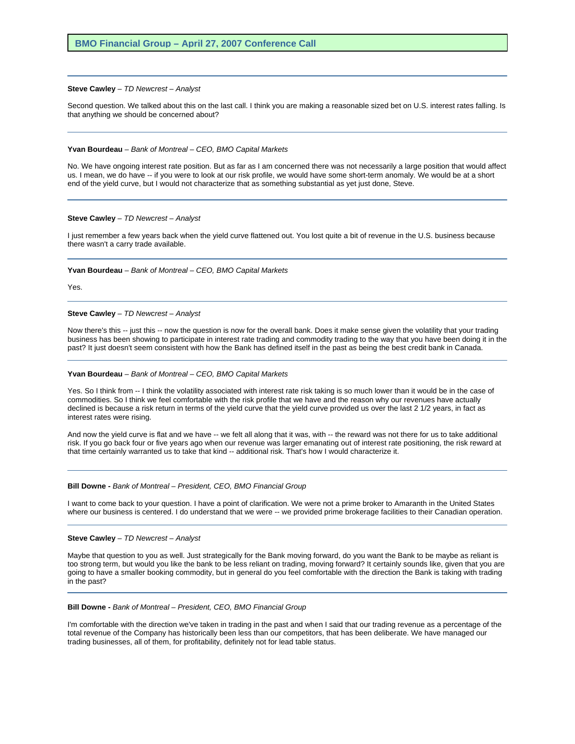**Steve Cawley** – *TD Newcrest – Analyst*

Second question. We talked about this on the last call. I think you are making a reasonable sized bet on U.S. interest rates falling. Is that anything we should be concerned about?

---

**Yvan Bourdeau** – *Bank of Montreal – CEO, BMO Capital Markets*

No. We have ongoing interest rate position. But as far as I am concerned there was not necessarily a large position that would affect us. I mean, we do have -- if you were to look at our risk profile, we would have some short-term anomaly. We would be at a short end of the yield curve, but I would not characterize that as something substantial as yet just done, Steve.

---

**Steve Cawley** – *TD Newcrest – Analyst*

I just remember a few years back when the yield curve flattened out. You lost quite a bit of revenue in the U.S. business because there wasn't a carry trade available.

---

**Yvan Bourdeau** – *Bank of Montreal – CEO, BMO Capital Markets*

Yes.

---

**Steve Cawley** – *TD Newcrest – Analyst*

Now there's this -- just this -- now the question is now for the overall bank. Does it make sense given the volatility that your trading business has been showing to participate in interest rate trading and commodity trading to the way that you have been doing it in the past? It just doesn't seem consistent with how the Bank has defined itself in the past as being the best credit bank in Canada.

---

**Yvan Bourdeau** – *Bank of Montreal – CEO, BMO Capital Markets*

Yes. So I think from -- I think the volatility associated with interest rate risk taking is so much lower than it would be in the case of commodities. So I think we feel comfortable with the risk profile that we have and the reason why our revenues have actually declined is because a risk return in terms of the yield curve that the yield curve provided us over the last 2 1/2 years, in fact as interest rates were rising.

And now the yield curve is flat and we have -- we felt all along that it was, with -- the reward was not there for us to take additional risk. If you go back four or five years ago when our revenue was larger emanating out of interest rate positioning, the risk reward at that time certainly warranted us to take that kind -- additional risk. That's how I would characterize it.

---

**Bill Downe -** *Bank of Montreal – President, CEO, BMO Financial Group*

I want to come back to your question. I have a point of clarification. We were not a prime broker to Amaranth in the United States where our business is centered. I do understand that we were -- we provided prime brokerage facilities to their Canadian operation.

---

**Steve Cawley** – *TD Newcrest – Analyst*

Maybe that question to you as well. Just strategically for the Bank moving forward, do you want the Bank to be maybe as reliant is too strong term, but would you like the bank to be less reliant on trading, moving forward? It certainly sounds like, given that you are going to have a smaller booking commodity, but in general do you feel comfortable with the direction the Bank is taking with trading in the past?

---

**Bill Downe -** *Bank of Montreal – President, CEO, BMO Financial Group*

I'm comfortable with the direction we've taken in trading in the past and when I said that our trading revenue as a percentage of the total revenue of the Company has historically been less than our competitors, that has been deliberate. We have managed our trading businesses, all of them, for profitability, definitely not for lead table status.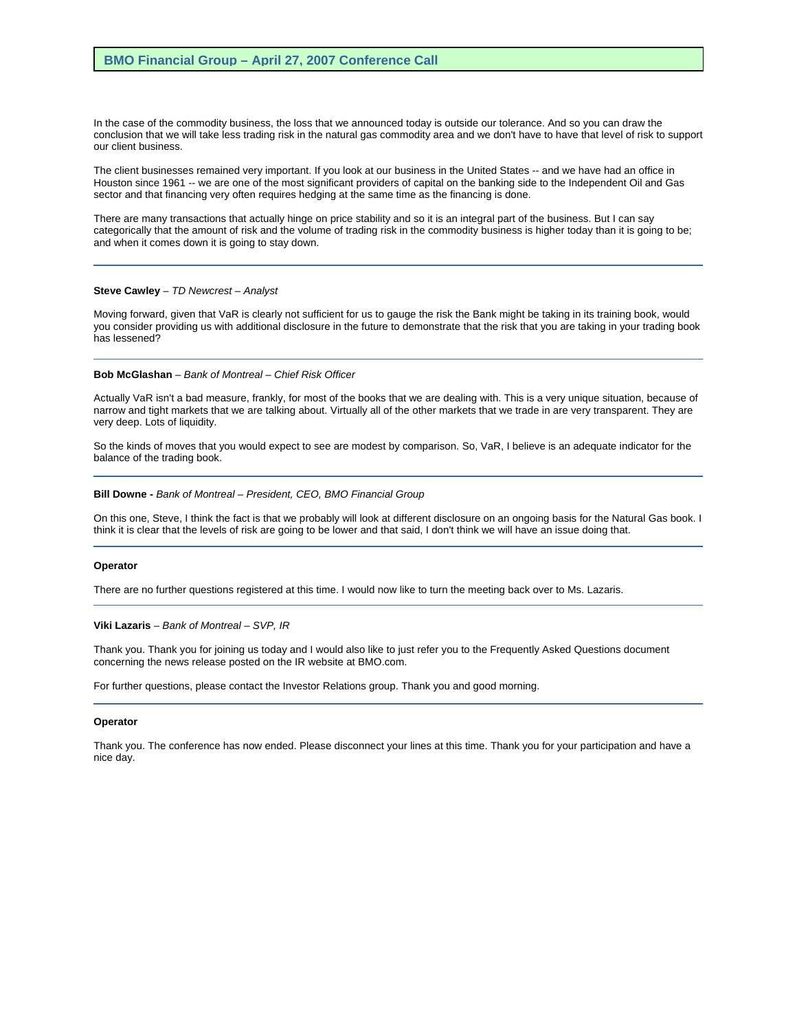In the case of the commodity business, the loss that we announced today is outside our tolerance. And so you can draw the conclusion that we will take less trading risk in the natural gas commodity area and we don't have to have that level of risk to support our client business.

The client businesses remained very important. If you look at our business in the United States -- and we have had an office in Houston since 1961 -- we are one of the most significant providers of capital on the banking side to the Independent Oil and Gas sector and that financing very often requires hedging at the same time as the financing is done.

There are many transactions that actually hinge on price stability and so it is an integral part of the business. But I can say categorically that the amount of risk and the volume of trading risk in the commodity business is higher today than it is going to be; and when it comes down it is going to stay down.

---

**Steve Cawley** – *TD Newcrest – Analyst*

Moving forward, given that VaR is clearly not sufficient for us to gauge the risk the Bank might be taking in its training book, would you consider providing us with additional disclosure in the future to demonstrate that the risk that you are taking in your trading book has lessened?

---

**Bob McGlashan** – *Bank of Montreal – Chief Risk Officer*

Actually VaR isn't a bad measure, frankly, for most of the books that we are dealing with. This is a very unique situation, because of narrow and tight markets that we are talking about. Virtually all of the other markets that we trade in are very transparent. They are very deep. Lots of liquidity.

So the kinds of moves that you would expect to see are modest by comparison. So, VaR, I believe is an adequate indicator for the balance of the trading book.

---

**Bill Downe -** *Bank of Montreal – President, CEO, BMO Financial Group*

On this one, Steve, I think the fact is that we probably will look at different disclosure on an ongoing basis for the Natural Gas book. I think it is clear that the levels of risk are going to be lower and that said, I don't think we will have an issue doing that.

---

**Operator**

There are no further questions registered at this time. I would now like to turn the meeting back over to Ms. Lazaris.

---

**Viki Lazaris** – *Bank of Montreal – SVP, IR*

Thank you. Thank you for joining us today and I would also like to just refer you to the Frequently Asked Questions document concerning the news release posted on the IR website at BMO.com.

For further questions, please contact the Investor Relations group. Thank you and good morning.

---

**Operator**

Thank you. The conference has now ended. Please disconnect your lines at this time. Thank you for your participation and have a nice day.